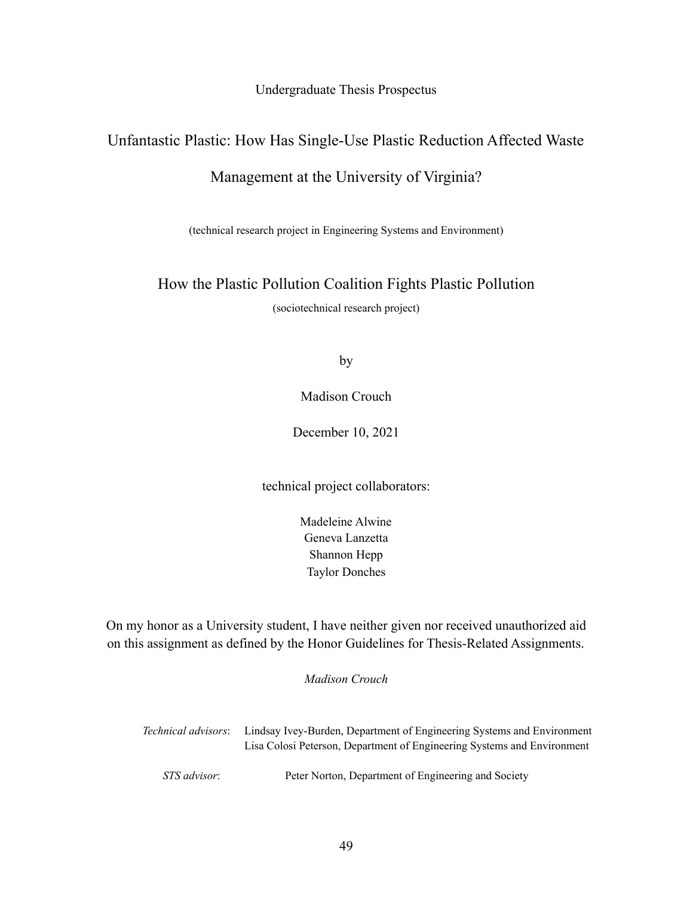Undergraduate Thesis Prospectus

# Unfantastic Plastic: How Has Single-Use Plastic Reduction Affected Waste Management at the University of Virginia?

(technical research project in Engineering Systems and Environment)

# How the Plastic Pollution Coalition Fights Plastic Pollution

(sociotechnical research project)

by

Madison Crouch

December 10, 2021

technical project collaborators:

Madeleine Alwine
Geneva Lanzetta
Shannon Hepp
Taylor Donches

On my honor as a University student, I have neither given nor received unauthorized aid on this assignment as defined by the Honor Guidelines for Thesis-Related Assignments.

*Madison Crouch*

*Technical advisors*: Lindsay Ivey-Burden, Department of Engineering Systems and Environment
Lisa Colosi Peterson, Department of Engineering Systems and Environment

*STS advisor*: Peter Norton, Department of Engineering and Society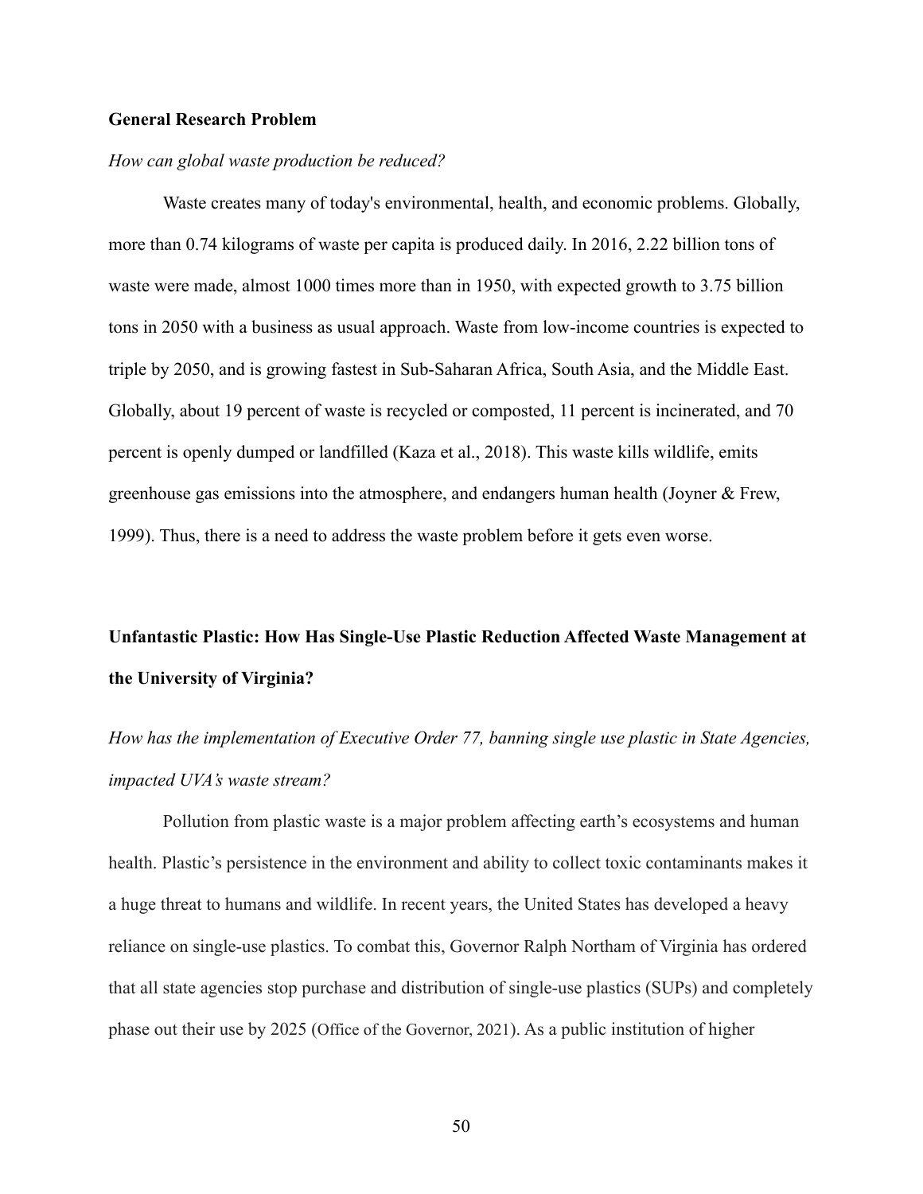**General Research Problem**

*How can global waste production be reduced?*

Waste creates many of today's environmental, health, and economic problems. Globally, more than 0.74 kilograms of waste per capita is produced daily. In 2016, 2.22 billion tons of waste were made, almost 1000 times more than in 1950, with expected growth to 3.75 billion tons in 2050 with a business as usual approach. Waste from low-income countries is expected to triple by 2050, and is growing fastest in Sub-Saharan Africa, South Asia, and the Middle East. Globally, about 19 percent of waste is recycled or composted, 11 percent is incinerated, and 70 percent is openly dumped or landfilled (Kaza et al., 2018). This waste kills wildlife, emits greenhouse gas emissions into the atmosphere, and endangers human health (Joyner & Frew, 1999). Thus, there is a need to address the waste problem before it gets even worse.

**Unfantastic Plastic: How Has Single-Use Plastic Reduction Affected Waste Management at the University of Virginia?**

*How has the implementation of Executive Order 77, banning single use plastic in State Agencies, impacted UVA's waste stream?*

Pollution from plastic waste is a major problem affecting earth's ecosystems and human health. Plastic's persistence in the environment and ability to collect toxic contaminants makes it a huge threat to humans and wildlife. In recent years, the United States has developed a heavy reliance on single-use plastics. To combat this, Governor Ralph Northam of Virginia has ordered that all state agencies stop purchase and distribution of single-use plastics (SUPs) and completely phase out their use by 2025 (Office of the Governor, 2021). As a public institution of higher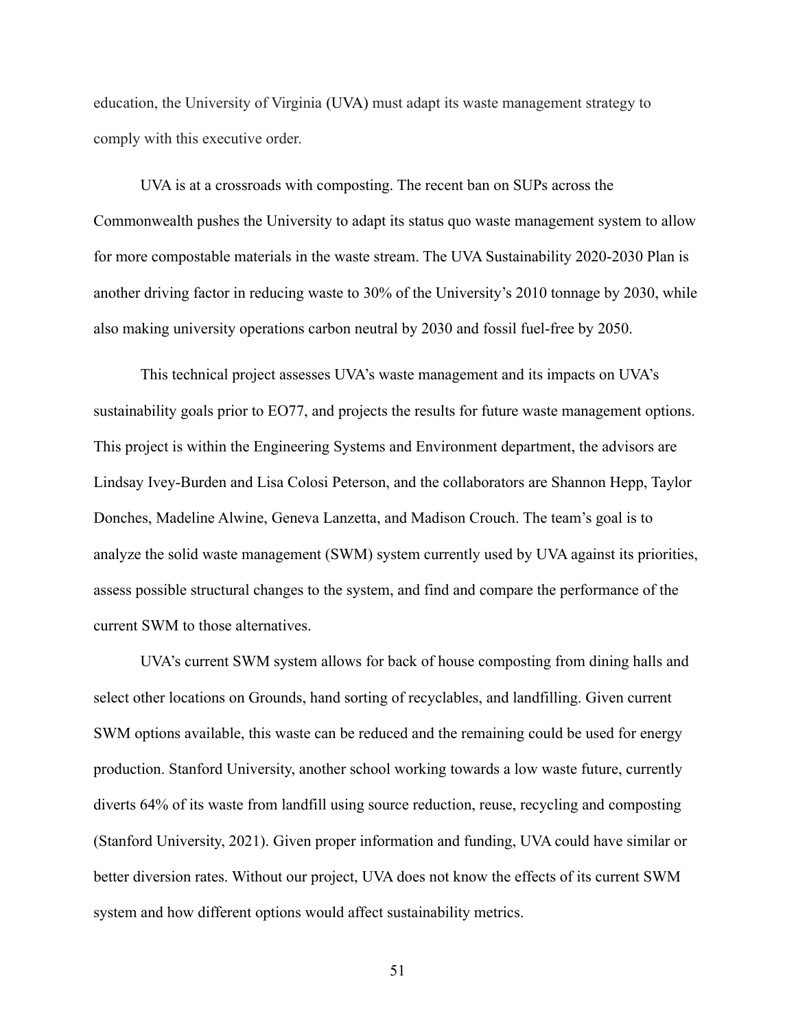education, the University of Virginia (UVA) must adapt its waste management strategy to comply with this executive order.

UVA is at a crossroads with composting. The recent ban on SUPs across the Commonwealth pushes the University to adapt its status quo waste management system to allow for more compostable materials in the waste stream. The UVA Sustainability 2020-2030 Plan is another driving factor in reducing waste to 30% of the University's 2010 tonnage by 2030, while also making university operations carbon neutral by 2030 and fossil fuel-free by 2050.

This technical project assesses UVA's waste management and its impacts on UVA's sustainability goals prior to EO77, and projects the results for future waste management options. This project is within the Engineering Systems and Environment department, the advisors are Lindsay Ivey-Burden and Lisa Colosi Peterson, and the collaborators are Shannon Hepp, Taylor Donches, Madeline Alwine, Geneva Lanzetta, and Madison Crouch. The team's goal is to analyze the solid waste management (SWM) system currently used by UVA against its priorities, assess possible structural changes to the system, and find and compare the performance of the current SWM to those alternatives.

UVA's current SWM system allows for back of house composting from dining halls and select other locations on Grounds, hand sorting of recyclables, and landfilling. Given current SWM options available, this waste can be reduced and the remaining could be used for energy production. Stanford University, another school working towards a low waste future, currently diverts 64% of its waste from landfill using source reduction, reuse, recycling and composting (Stanford University, 2021). Given proper information and funding, UVA could have similar or better diversion rates. Without our project, UVA does not know the effects of its current SWM system and how different options would affect sustainability metrics.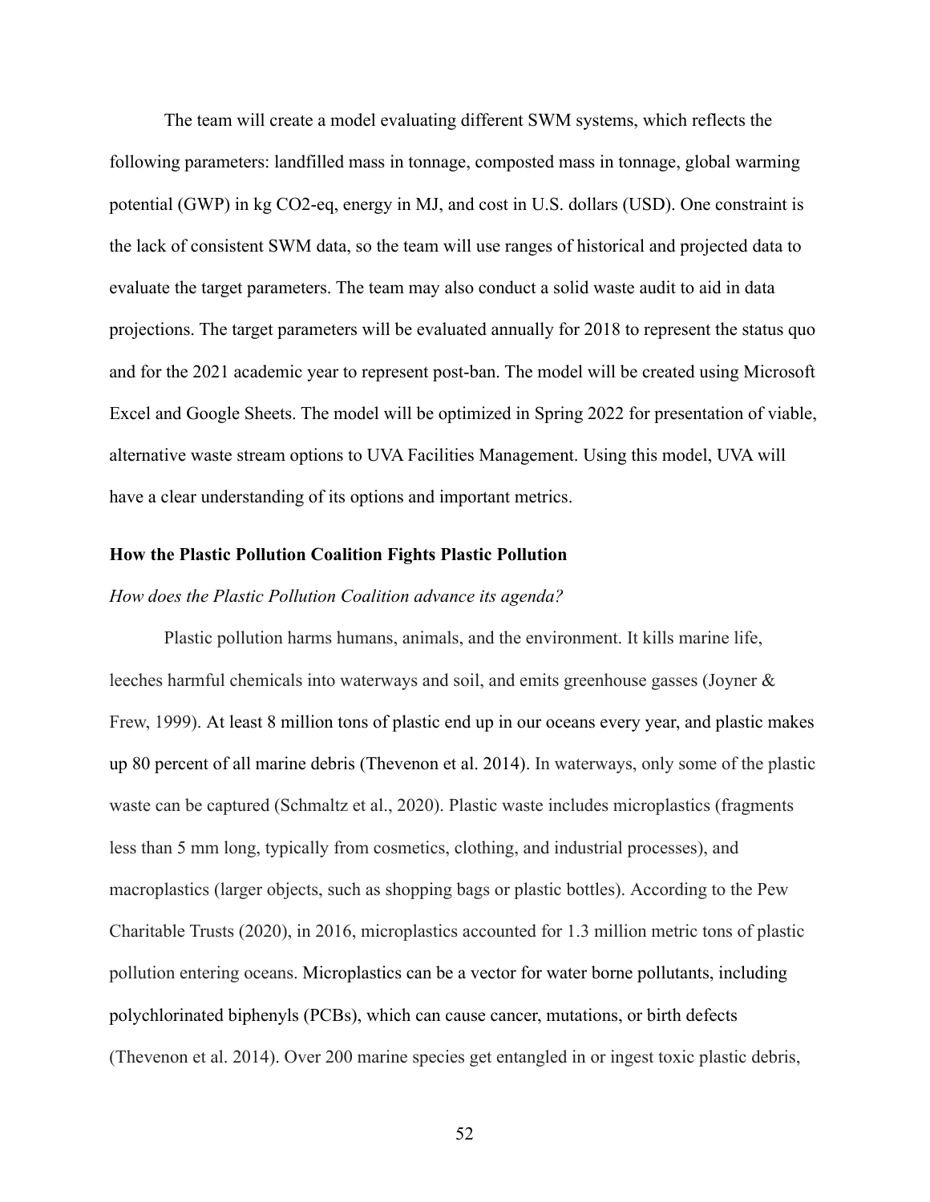The team will create a model evaluating different SWM systems, which reflects the following parameters: landfilled mass in tonnage, composted mass in tonnage, global warming potential (GWP) in kg CO2-eq, energy in MJ, and cost in U.S. dollars (USD). One constraint is the lack of consistent SWM data, so the team will use ranges of historical and projected data to evaluate the target parameters. The team may also conduct a solid waste audit to aid in data projections. The target parameters will be evaluated annually for 2018 to represent the status quo and for the 2021 academic year to represent post-ban. The model will be created using Microsoft Excel and Google Sheets. The model will be optimized in Spring 2022 for presentation of viable, alternative waste stream options to UVA Facilities Management. Using this model, UVA will have a clear understanding of its options and important metrics.

**How the Plastic Pollution Coalition Fights Plastic Pollution**

*How does the Plastic Pollution Coalition advance its agenda?*

Plastic pollution harms humans, animals, and the environment. It kills marine life, leeches harmful chemicals into waterways and soil, and emits greenhouse gasses (Joyner & Frew, 1999). At least 8 million tons of plastic end up in our oceans every year, and plastic makes up 80 percent of all marine debris (Thevenon et al. 2014). In waterways, only some of the plastic waste can be captured (Schmaltz et al., 2020). Plastic waste includes microplastics (fragments less than 5 mm long, typically from cosmetics, clothing, and industrial processes), and macroplastics (larger objects, such as shopping bags or plastic bottles). According to the Pew Charitable Trusts (2020), in 2016, microplastics accounted for 1.3 million metric tons of plastic pollution entering oceans. Microplastics can be a vector for water borne pollutants, including polychlorinated biphenyls (PCBs), which can cause cancer, mutations, or birth defects (Thevenon et al. 2014). Over 200 marine species get entangled in or ingest toxic plastic debris,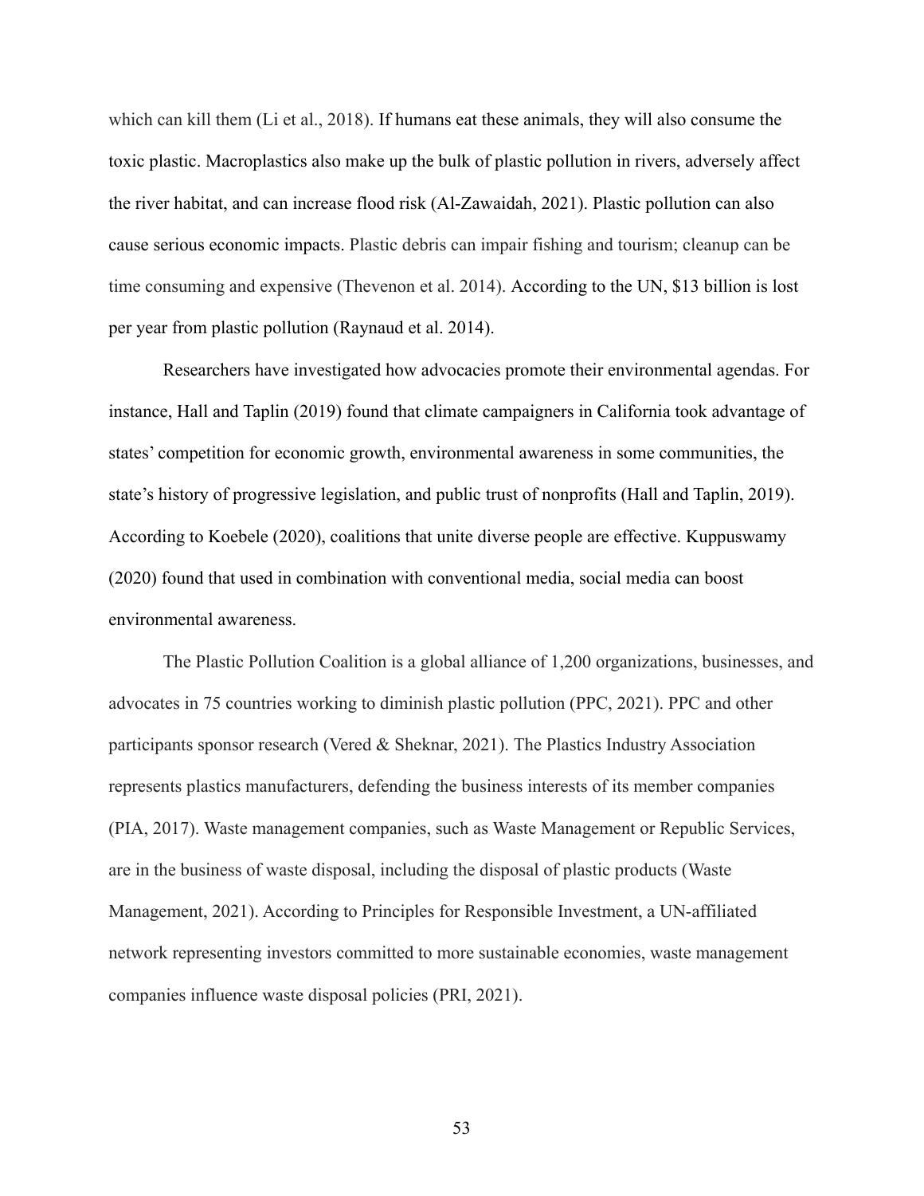which can kill them (Li et al., 2018). If humans eat these animals, they will also consume the toxic plastic. Macroplastics also make up the bulk of plastic pollution in rivers, adversely affect the river habitat, and can increase flood risk (Al-Zawaidah, 2021). Plastic pollution can also cause serious economic impacts. Plastic debris can impair fishing and tourism; cleanup can be time consuming and expensive (Thevenon et al. 2014). According to the UN, $13 billion is lost per year from plastic pollution (Raynaud et al. 2014).

Researchers have investigated how advocacies promote their environmental agendas. For instance, Hall and Taplin (2019) found that climate campaigners in California took advantage of states' competition for economic growth, environmental awareness in some communities, the state's history of progressive legislation, and public trust of nonprofits (Hall and Taplin, 2019). According to Koebele (2020), coalitions that unite diverse people are effective. Kuppuswamy (2020) found that used in combination with conventional media, social media can boost environmental awareness.

The Plastic Pollution Coalition is a global alliance of 1,200 organizations, businesses, and advocates in 75 countries working to diminish plastic pollution (PPC, 2021). PPC and other participants sponsor research (Vered & Sheknar, 2021). The Plastics Industry Association represents plastics manufacturers, defending the business interests of its member companies (PIA, 2017). Waste management companies, such as Waste Management or Republic Services, are in the business of waste disposal, including the disposal of plastic products (Waste Management, 2021). According to Principles for Responsible Investment, a UN-affiliated network representing investors committed to more sustainable economies, waste management companies influence waste disposal policies (PRI, 2021).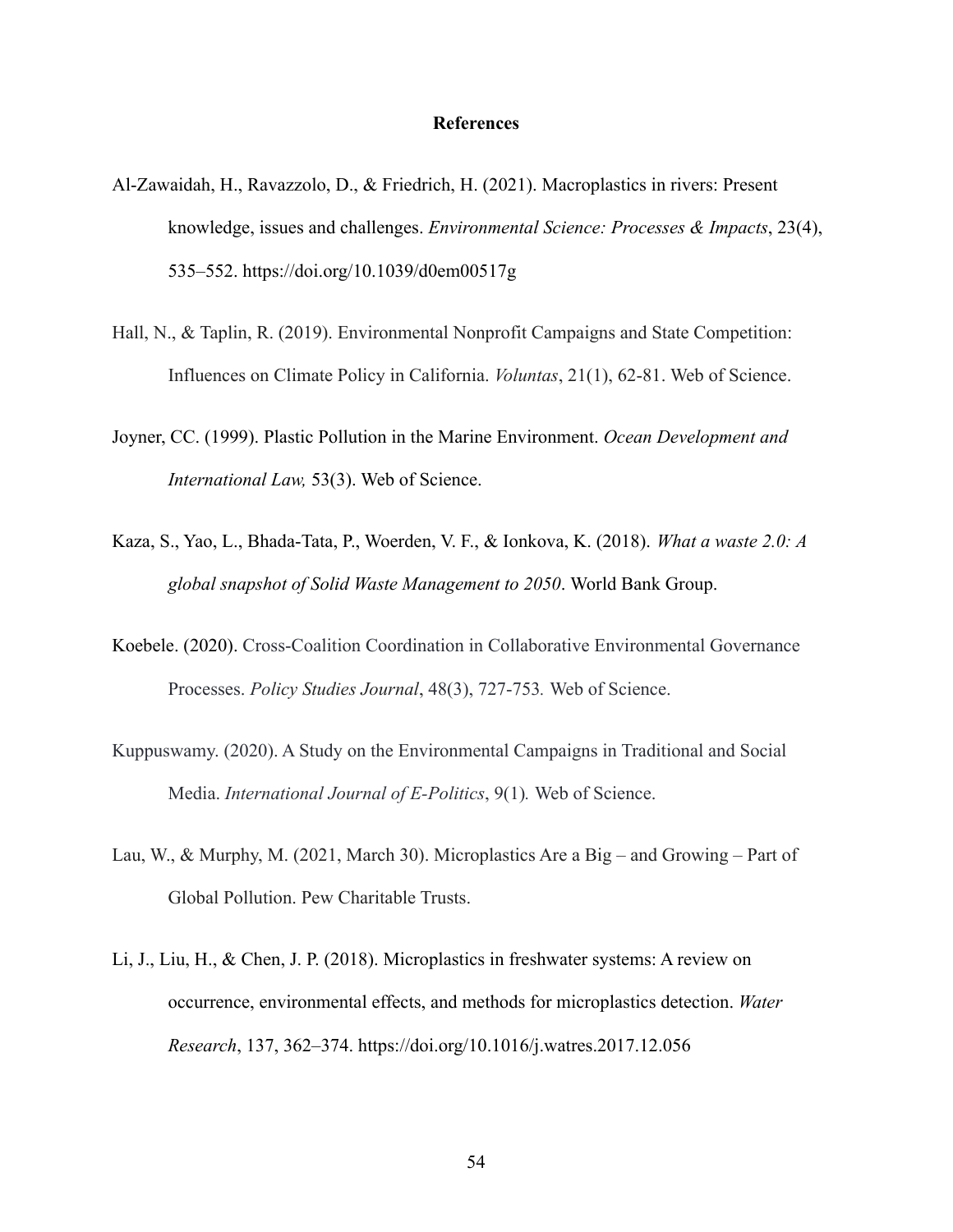# References

Al-Zawaidah, H., Ravazzolo, D., & Friedrich, H. (2021). Macroplastics in rivers: Present knowledge, issues and challenges. *Environmental Science: Processes & Impacts*, 23(4), 535–552. https://doi.org/10.1039/d0em00517g

Hall, N., & Taplin, R. (2019). Environmental Nonprofit Campaigns and State Competition: Influences on Climate Policy in California. *Voluntas*, 21(1), 62-81. Web of Science.

Joyner, CC. (1999). Plastic Pollution in the Marine Environment. *Ocean Development and International Law,* 53(3). Web of Science.

Kaza, S., Yao, L., Bhada-Tata, P., Woerden, V. F., & Ionkova, K. (2018). *What a waste 2.0: A global snapshot of Solid Waste Management to 2050*. World Bank Group.

Koebele. (2020). Cross-Coalition Coordination in Collaborative Environmental Governance Processes. *Policy Studies Journal*, 48(3), 727-753*.* Web of Science.

Kuppuswamy. (2020). A Study on the Environmental Campaigns in Traditional and Social Media. *International Journal of E-Politics*, 9(1)*.* Web of Science.

Lau, W., & Murphy, M. (2021, March 30). Microplastics Are a Big – and Growing – Part of Global Pollution. Pew Charitable Trusts.

Li, J., Liu, H., & Chen, J. P. (2018). Microplastics in freshwater systems: A review on occurrence, environmental effects, and methods for microplastics detection. *Water Research*, 137, 362–374. https://doi.org/10.1016/j.watres.2017.12.056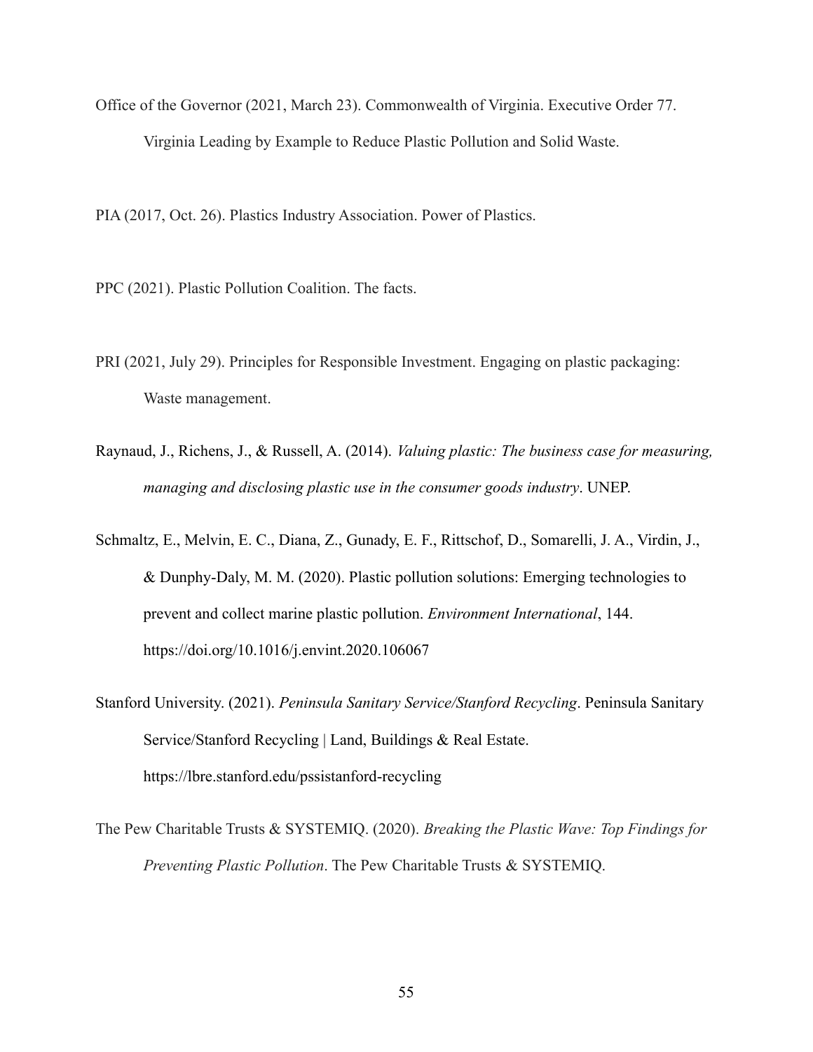Office of the Governor (2021, March 23). Commonwealth of Virginia. Executive Order 77. Virginia Leading by Example to Reduce Plastic Pollution and Solid Waste.

PIA (2017, Oct. 26). Plastics Industry Association. Power of Plastics.

PPC (2021). Plastic Pollution Coalition. The facts.

PRI (2021, July 29). Principles for Responsible Investment. Engaging on plastic packaging: Waste management.

Raynaud, J., Richens, J., & Russell, A. (2014). *Valuing plastic: The business case for measuring, managing and disclosing plastic use in the consumer goods industry*. UNEP.

Schmaltz, E., Melvin, E. C., Diana, Z., Gunady, E. F., Rittschof, D., Somarelli, J. A., Virdin, J., & Dunphy-Daly, M. M. (2020). Plastic pollution solutions: Emerging technologies to prevent and collect marine plastic pollution. *Environment International*, 144. https://doi.org/10.1016/j.envint.2020.106067

Stanford University. (2021). *Peninsula Sanitary Service/Stanford Recycling*. Peninsula Sanitary Service/Stanford Recycling | Land, Buildings & Real Estate. https://lbre.stanford.edu/pssistanford-recycling

The Pew Charitable Trusts & SYSTEMIQ. (2020). *Breaking the Plastic Wave: Top Findings for Preventing Plastic Pollution*. The Pew Charitable Trusts & SYSTEMIQ.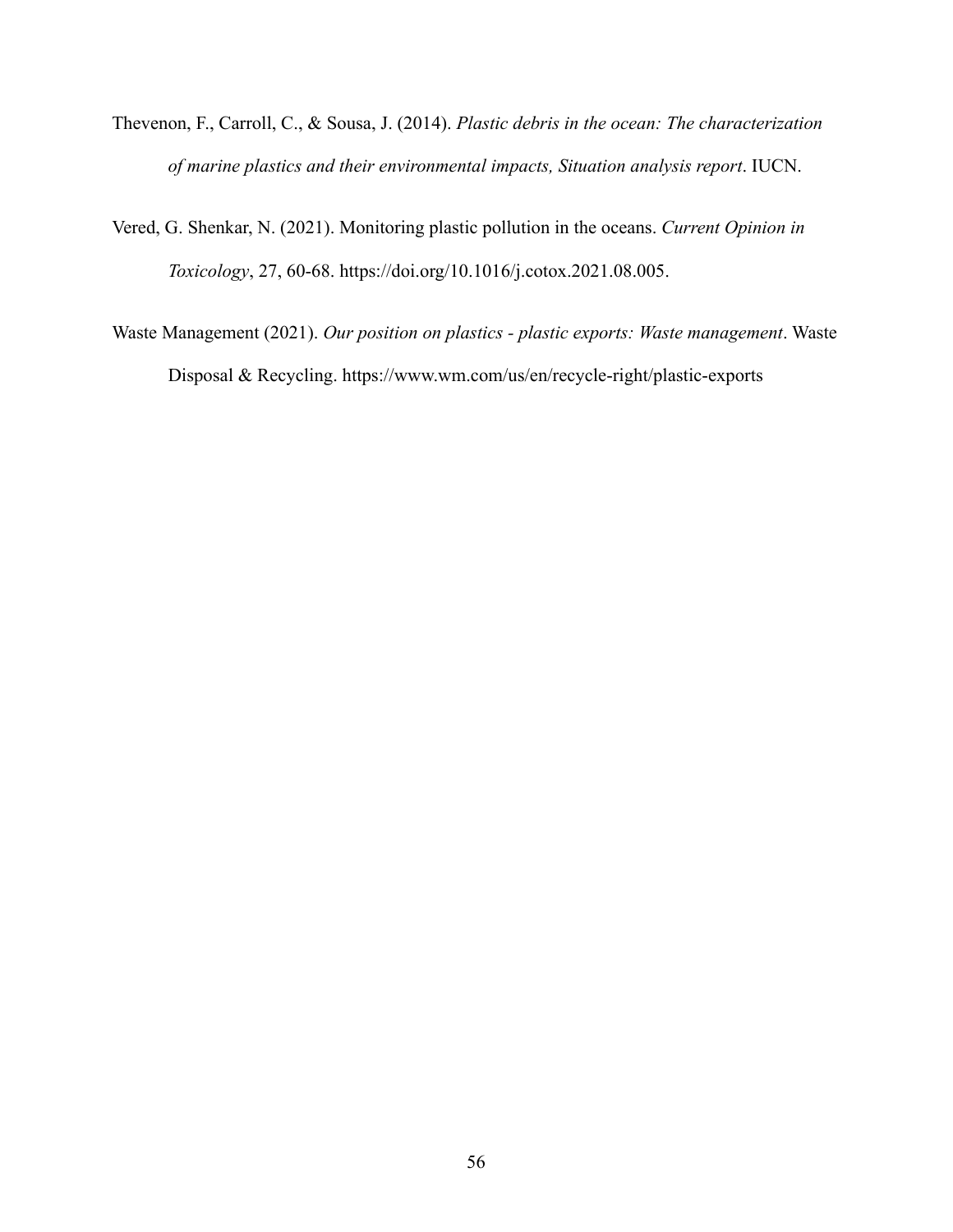Thevenon, F., Carroll, C., & Sousa, J. (2014). *Plastic debris in the ocean: The characterization of marine plastics and their environmental impacts, Situation analysis report*. IUCN.

Vered, G. Shenkar, N. (2021). Monitoring plastic pollution in the oceans. *Current Opinion in Toxicology*, 27, 60-68. https://doi.org/10.1016/j.cotox.2021.08.005.

Waste Management (2021). *Our position on plastics - plastic exports: Waste management*. Waste Disposal & Recycling. https://www.wm.com/us/en/recycle-right/plastic-exports